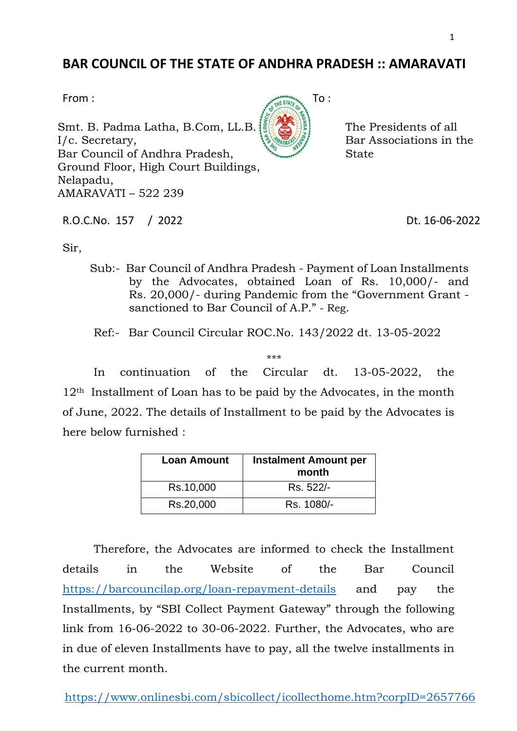# BAR COUNCIL OF THE STATE OF ANDHRA PRADESH :: AMARAVATI

From :

Smt. B. Padma Latha, B.Com, LL.B.
I/c. Secretary,
Bar Council of Andhra Pradesh,
Ground Floor, High Court Buildings,
Nelapadu,
AMARAVATI – 522 239

To :

The Presidents of all
Bar Associations in the
State

R.O.C.No. 157 / 2022 Dt. 16-06-2022

Sir,

Sub:- Bar Council of Andhra Pradesh - Payment of Loan Installments by the Advocates, obtained Loan of Rs. 10,000/- and Rs. 20,000/- during Pandemic from the "Government Grant - sanctioned to Bar Council of A.P." - Reg.

Ref:- Bar Council Circular ROC.No. 143/2022 dt. 13-05-2022

\*\*\*

In continuation of the Circular dt. 13-05-2022, the 12th Installment of Loan has to be paid by the Advocates, in the month of June, 2022. The details of Installment to be paid by the Advocates is here below furnished :

| Loan Amount | Instalment Amount per month |
|---|---|
| Rs.10,000 | Rs. 522/- |
| Rs.20,000 | Rs. 1080/- |

Therefore, the Advocates are informed to check the Installment details in the Website of the Bar Council https://barcouncilap.org/loan-repayment-details and pay the Installments, by "SBI Collect Payment Gateway" through the following link from 16-06-2022 to 30-06-2022. Further, the Advocates, who are in due of eleven Installments have to pay, all the twelve installments in the current month.

https://www.onlinesbi.com/sbicollect/icollecthome.htm?corpID=2657766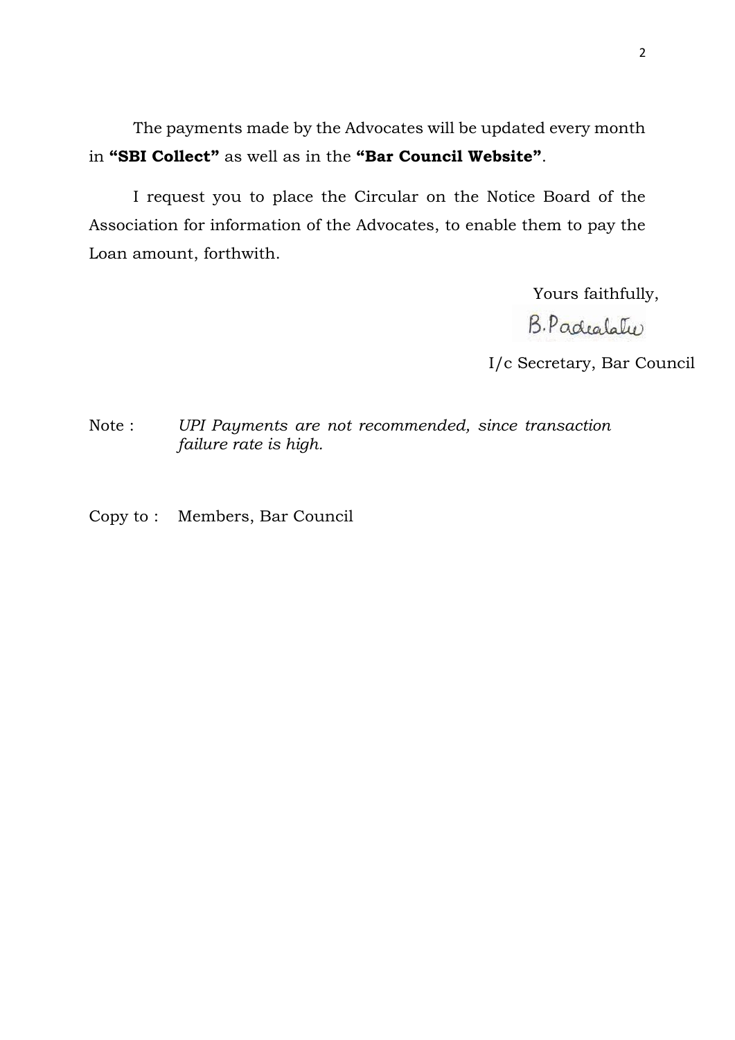The payments made by the Advocates will be updated every month in **“SBI Collect”** as well as in the **“Bar Council Website”**.

I request you to place the Circular on the Notice Board of the Association for information of the Advocates, to enable them to pay the Loan amount, forthwith.

Yours faithfully,

B.Padmalatha

I/c Secretary, Bar Council

Note : *UPI Payments are not recommended, since transaction failure rate is high.*

Copy to : Members, Bar Council